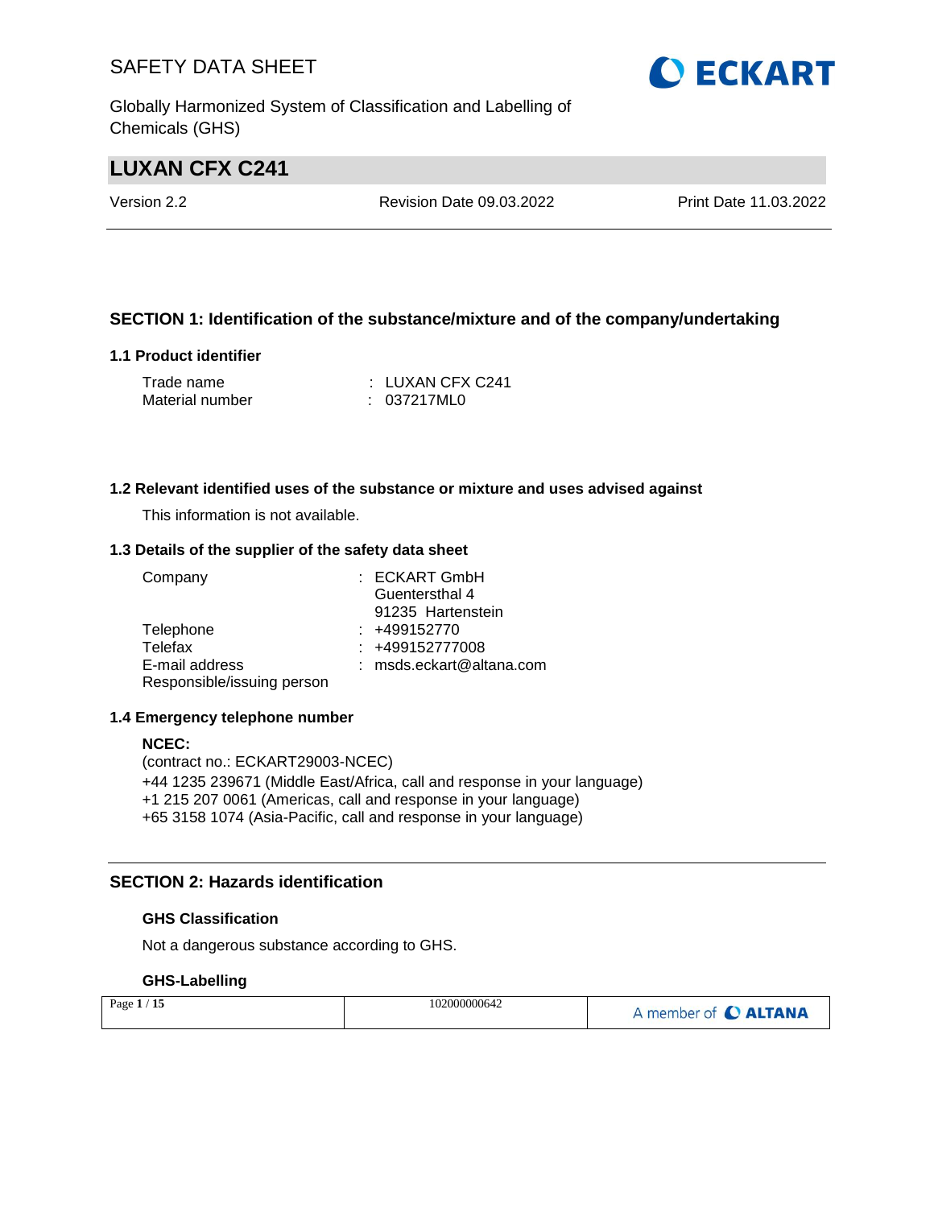# LUXAN CFX C241

Version 2.2 | Revision Date 09.03.2022 | Print Date 11.03.2022

## SECTION 1: Identification of the substance/mixture and of the company/undertaking

### 1.1 Product identifier

| | |
|---|---|
| Trade name | : LUXAN CFX C241 |
| Material number | : 037217ML0 |

### 1.2 Relevant identified uses of the substance or mixture and uses advised against

This information is not available.

### 1.3 Details of the supplier of the safety data sheet

| | |
|---|---|
| Company | : ECKART GmbH<br>Guentersthal 4<br>91235 Hartenstein |
| Telephone | : +499152770 |
| Telefax | : +499152777008 |
| E-mail address | : msds.eckart@altana.com |
| Responsible/issuing person | |

### 1.4 Emergency telephone number

**NCEC:**
(contract no.: ECKART29003-NCEC)
+44 1235 239671 (Middle East/Africa, call and response in your language)
+1 215 207 0061 (Americas, call and response in your language)
+65 3158 1074 (Asia-Pacific, call and response in your language)

## SECTION 2: Hazards identification

### GHS Classification

Not a dangerous substance according to GHS.

### GHS-Labelling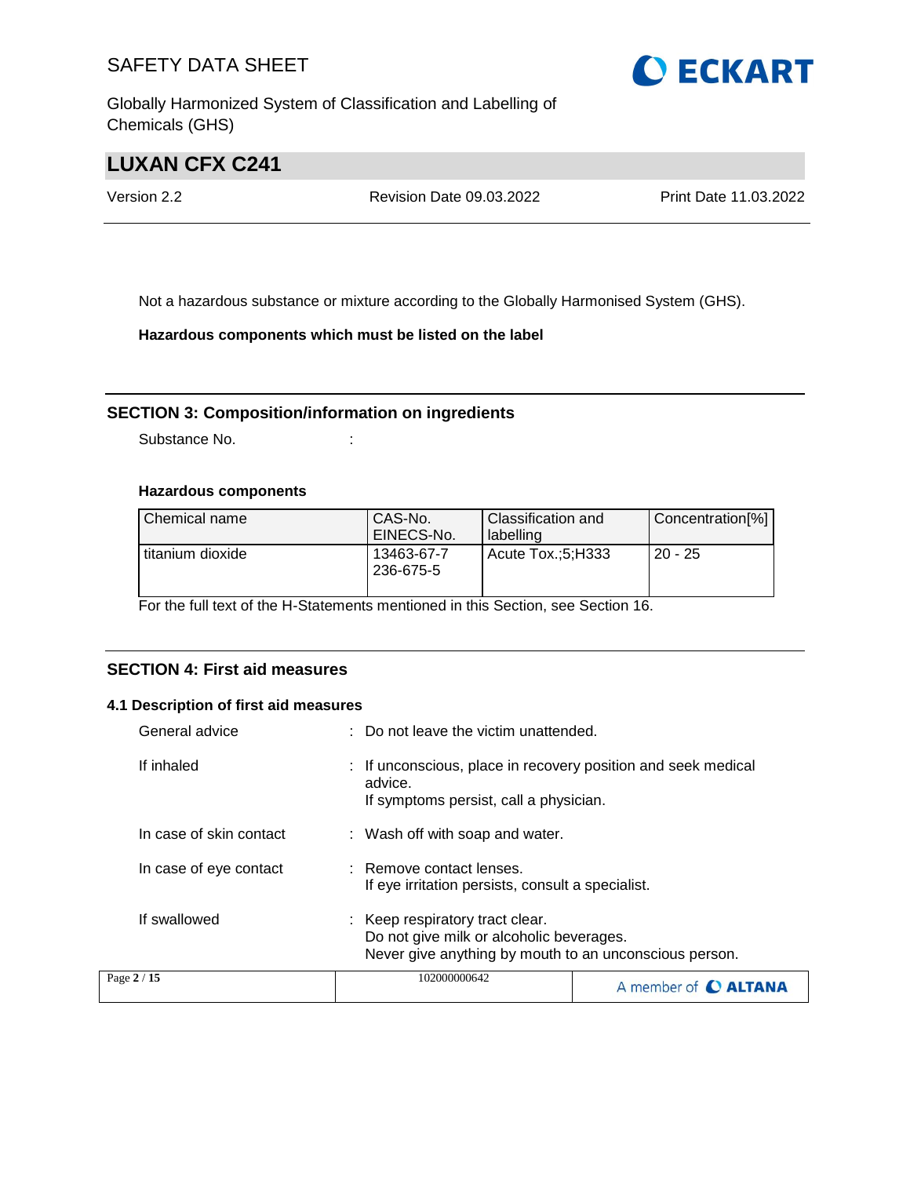Not a hazardous substance or mixture according to the Globally Harmonised System (GHS).

**Hazardous components which must be listed on the label**

## SECTION 3: Composition/information on ingredients

Substance No. :

**Hazardous components**

| Chemical name | CAS-No. EINECS-No. | Classification and labelling | Concentration[%] |
|---|---|---|---|
| titanium dioxide | 13463-67-7 236-675-5 | Acute Tox.;5;H333 | 20 - 25 |

For the full text of the H-Statements mentioned in this Section, see Section 16.

## SECTION 4: First aid measures

### 4.1 Description of first aid measures

General advice : Do not leave the victim unattended.

If inhaled : If unconscious, place in recovery position and seek medical advice.
If symptoms persist, call a physician.

In case of skin contact : Wash off with soap and water.

In case of eye contact : Remove contact lenses.
If eye irritation persists, consult a specialist.

If swallowed : Keep respiratory tract clear.
Do not give milk or alcoholic beverages.
Never give anything by mouth to an unconscious person.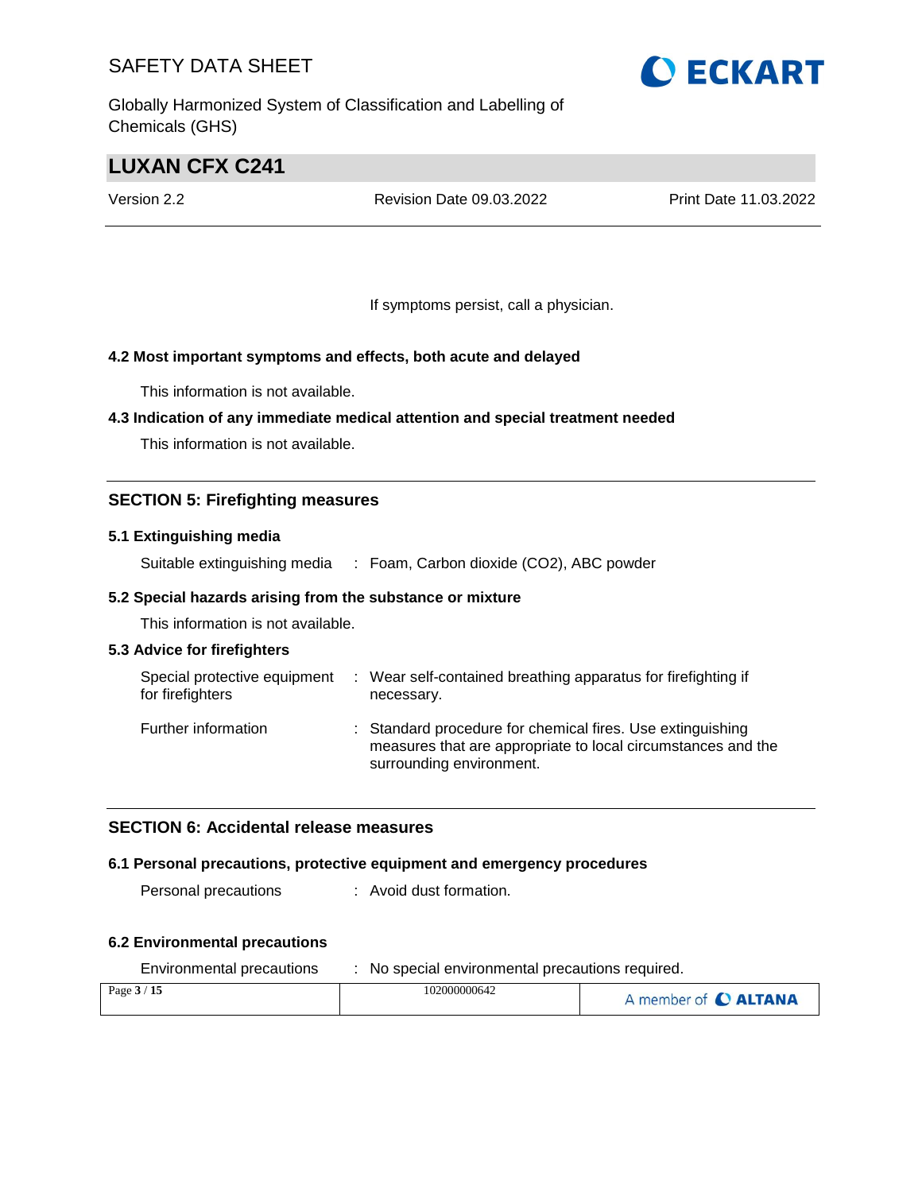If symptoms persist, call a physician.

### 4.2 Most important symptoms and effects, both acute and delayed

This information is not available.

### 4.3 Indication of any immediate medical attention and special treatment needed

This information is not available.

## SECTION 5: Firefighting measures

### 5.1 Extinguishing media

Suitable extinguishing media : Foam, Carbon dioxide ($CO_2$), ABC powder

### 5.2 Special hazards arising from the substance or mixture

This information is not available.

### 5.3 Advice for firefighters

Special protective equipment for firefighters : Wear self-contained breathing apparatus for firefighting if necessary.

Further information : Standard procedure for chemical fires. Use extinguishing measures that are appropriate to local circumstances and the surrounding environment.

## SECTION 6: Accidental release measures

### 6.1 Personal precautions, protective equipment and emergency procedures

Personal precautions : Avoid dust formation.

### 6.2 Environmental precautions

Environmental precautions : No special environmental precautions required.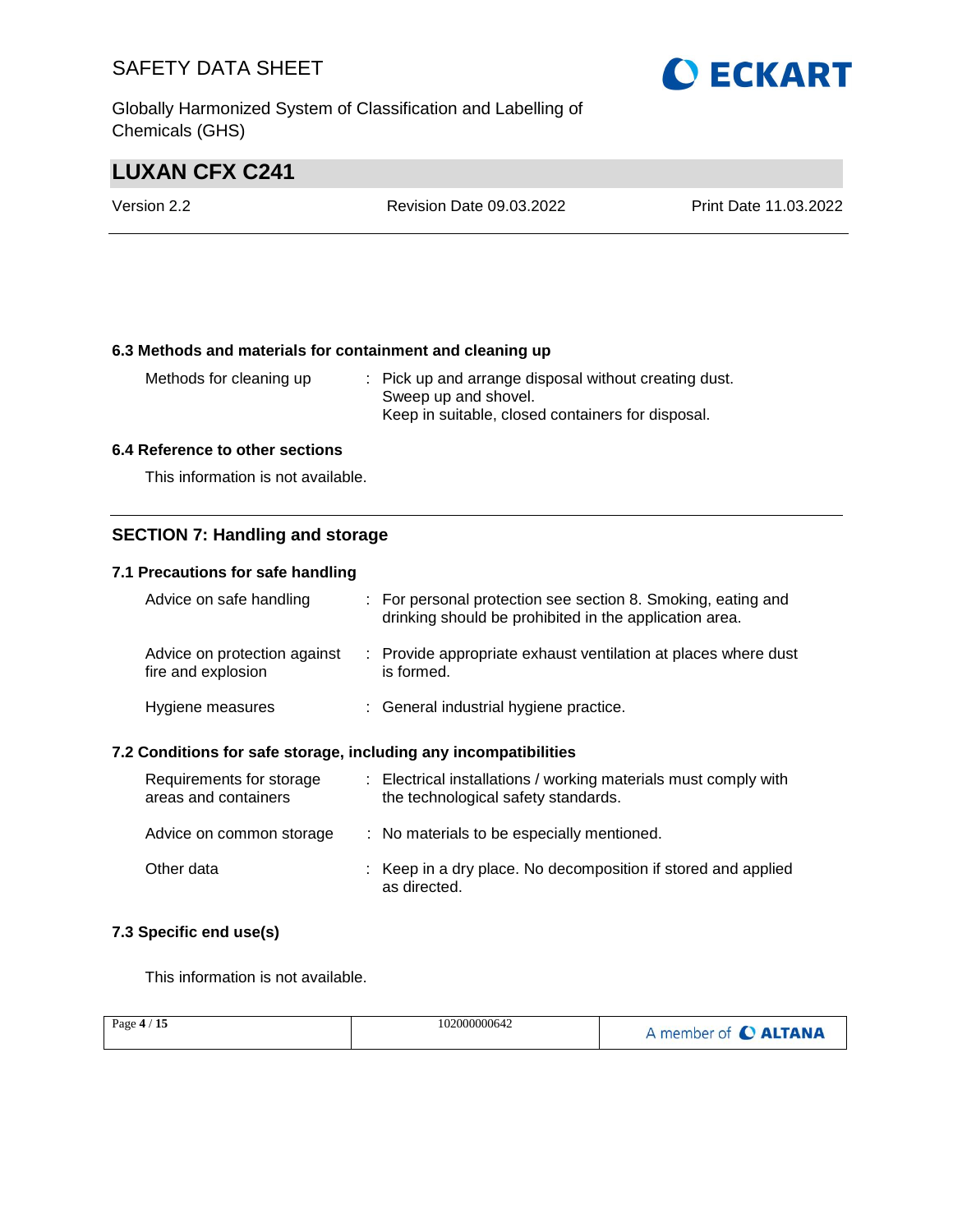### 6.3 Methods and materials for containment and cleaning up

| | |
|---|---|
| Methods for cleaning up | : Pick up and arrange disposal without creating dust. Sweep up and shovel. Keep in suitable, closed containers for disposal. |

### 6.4 Reference to other sections

This information is not available.

## SECTION 7: Handling and storage

### 7.1 Precautions for safe handling

| | |
|---|---|
| Advice on safe handling | : For personal protection see section 8. Smoking, eating and drinking should be prohibited in the application area. |
| Advice on protection against fire and explosion | : Provide appropriate exhaust ventilation at places where dust is formed. |
| Hygiene measures | : General industrial hygiene practice. |

### 7.2 Conditions for safe storage, including any incompatibilities

| | |
|---|---|
| Requirements for storage areas and containers | : Electrical installations / working materials must comply with the technological safety standards. |
| Advice on common storage | : No materials to be especially mentioned. |
| Other data | : Keep in a dry place. No decomposition if stored and applied as directed. |

### 7.3 Specific end use(s)

This information is not available.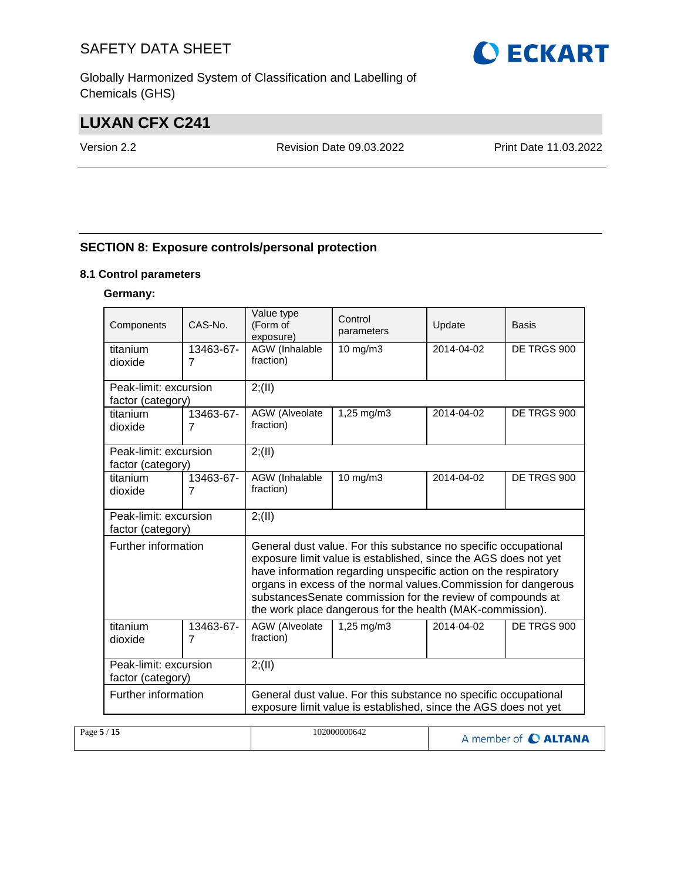## SECTION 8: Exposure controls/personal protection

### 8.1 Control parameters

**Germany:**

| Components | CAS-No. | Value type (Form of exposure) | Control parameters | Update | Basis |
|---|---|---|---|---|---|
| titanium dioxide | 13463-67-7 | AGW (Inhalable fraction) | 10 mg/m3 | 2014-04-02 | DE TRGS 900 |
| Peak-limit: excursion factor (category) | | 2;(II) | | | |
| titanium dioxide | 13463-67-7 | AGW (Alveolate fraction) | 1,25 mg/m3 | 2014-04-02 | DE TRGS 900 |
| Peak-limit: excursion factor (category) | | 2;(II) | | | |
| titanium dioxide | 13463-67-7 | AGW (Inhalable fraction) | 10 mg/m3 | 2014-04-02 | DE TRGS 900 |
| Peak-limit: excursion factor (category) | | 2;(II) | | | |
| Further information | | General dust value. For this substance no specific occupational exposure limit value is established, since the AGS does not yet have information regarding unspecific action on the respiratory organs in excess of the normal values.Commission for dangerous substancesSenate commission for the review of compounds at the work place dangerous for the health (MAK-commission). | | | |
| titanium dioxide | 13463-67-7 | AGW (Alveolate fraction) | 1,25 mg/m3 | 2014-04-02 | DE TRGS 900 |
| Peak-limit: excursion factor (category) | | 2;(II) | | | |
| Further information | | General dust value. For this substance no specific occupational exposure limit value is established, since the AGS does not yet | | | |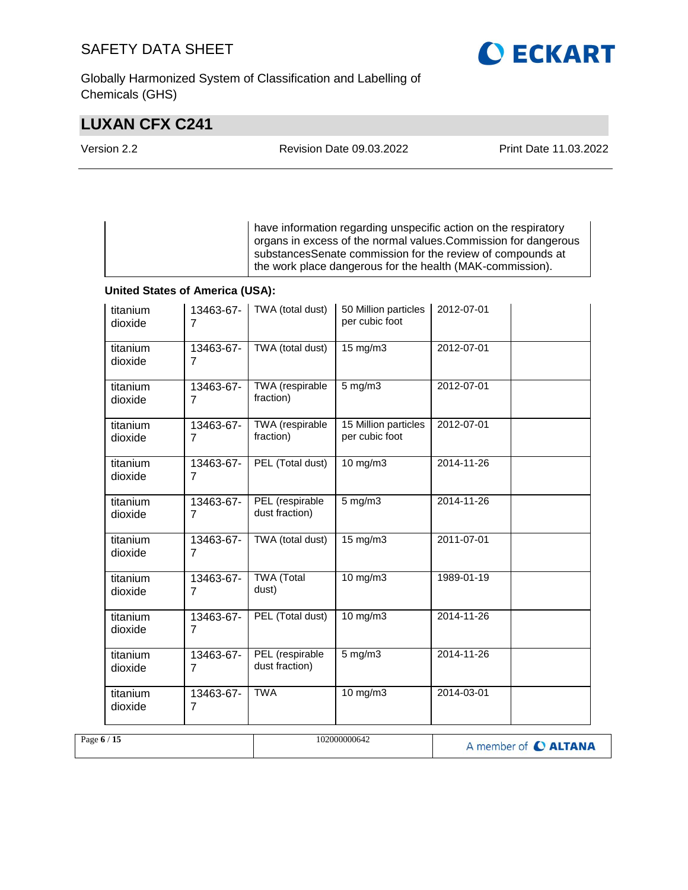| | have information regarding unspecific action on the respiratory organs in excess of the normal values.Commission for dangerous substancesSenate commission for the review of compounds at the work place dangerous for the health (MAK-commission). |
|---|---|

**United States of America (USA):**

| | | | | | |
|---|---|---|---|---|---|
| titanium dioxide | 13463-67-7 | TWA (total dust) | 50 Million particles per cubic foot | 2012-07-01 | |
| titanium dioxide | 13463-67-7 | TWA (total dust) | 15 mg/m3 | 2012-07-01 | |
| titanium dioxide | 13463-67-7 | TWA (respirable fraction) | 5 mg/m3 | 2012-07-01 | |
| titanium dioxide | 13463-67-7 | TWA (respirable fraction) | 15 Million particles per cubic foot | 2012-07-01 | |
| titanium dioxide | 13463-67-7 | PEL (Total dust) | 10 mg/m3 | 2014-11-26 | |
| titanium dioxide | 13463-67-7 | PEL (respirable dust fraction) | 5 mg/m3 | 2014-11-26 | |
| titanium dioxide | 13463-67-7 | TWA (total dust) | 15 mg/m3 | 2011-07-01 | |
| titanium dioxide | 13463-67-7 | TWA (Total dust) | 10 mg/m3 | 1989-01-19 | |
| titanium dioxide | 13463-67-7 | PEL (Total dust) | 10 mg/m3 | 2014-11-26 | |
| titanium dioxide | 13463-67-7 | PEL (respirable dust fraction) | 5 mg/m3 | 2014-11-26 | |
| titanium dioxide | 13463-67-7 | TWA | 10 mg/m3 | 2014-03-01 | |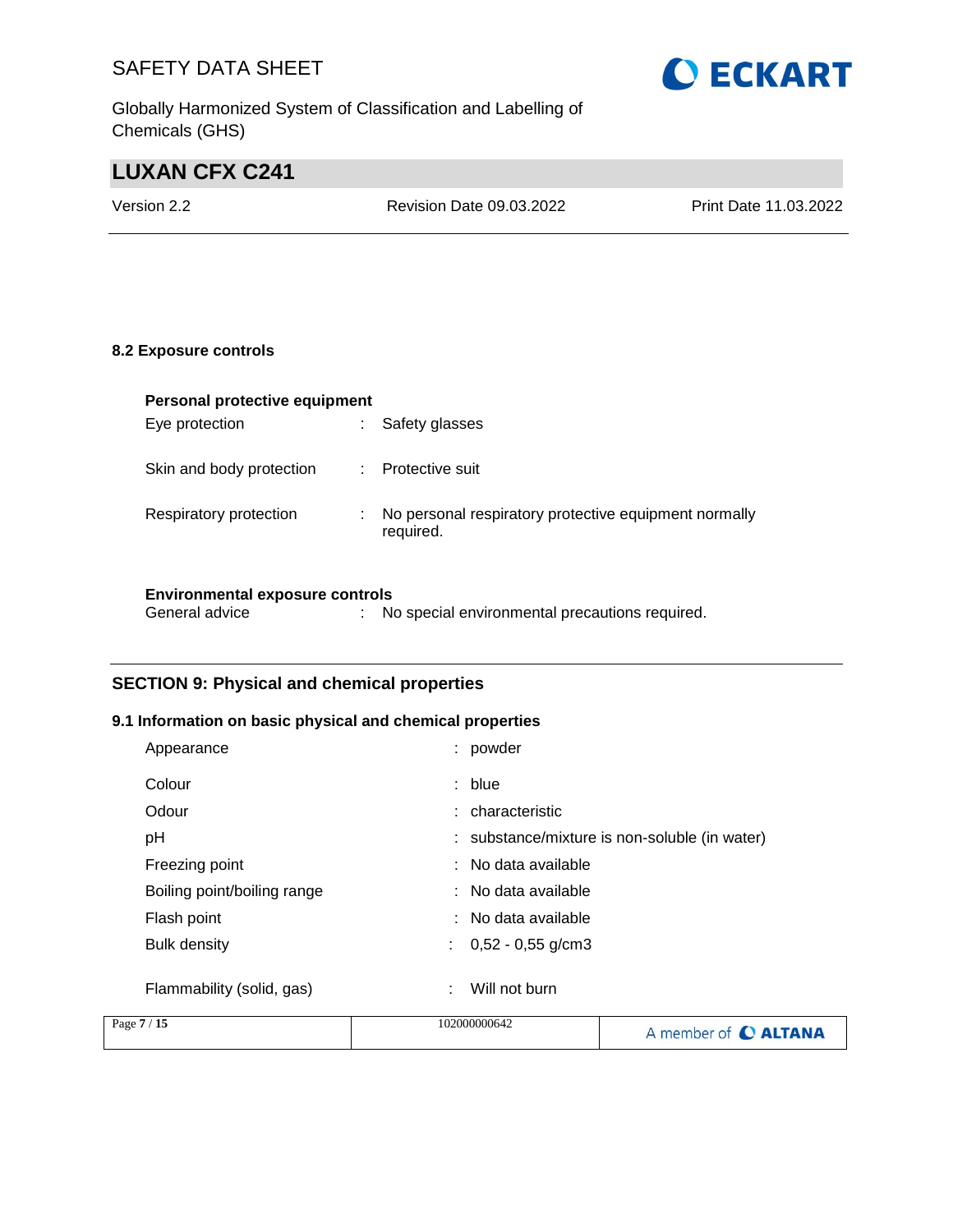### 8.2 Exposure controls

**Personal protective equipment**

| | | |
|---|---|---|
| Eye protection | : | Safety glasses |
| Skin and body protection | : | Protective suit |
| Respiratory protection | : | No personal respiratory protective equipment normally required. |

**Environmental exposure controls**

| | | |
|---|---|---|
| General advice | : | No special environmental precautions required. |

## SECTION 9: Physical and chemical properties

### 9.1 Information on basic physical and chemical properties

| | | |
|---|---|---|
| Appearance | : | powder |
| Colour | : | blue |
| Odour | : | characteristic |
| pH | : | substance/mixture is non-soluble (in water) |
| Freezing point | : | No data available |
| Boiling point/boiling range | : | No data available |
| Flash point | : | No data available |
| Bulk density | : | 0,52 - 0,55 g/cm3 |
| Flammability (solid, gas) | : | Will not burn |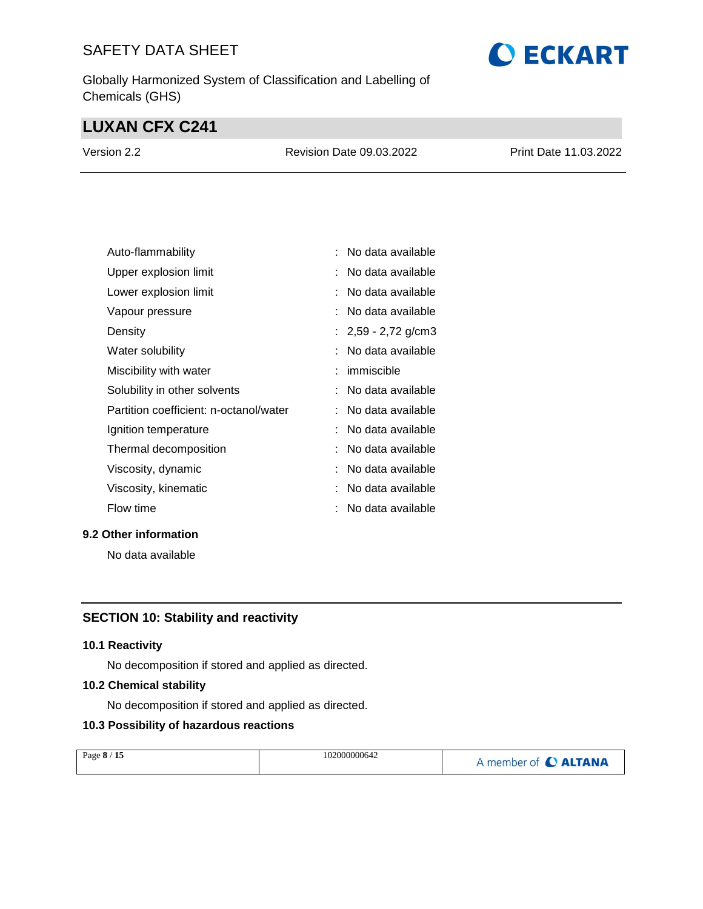| | |
|---|---|
| Auto-flammability | : No data available |
| Upper explosion limit | : No data available |
| Lower explosion limit | : No data available |
| Vapour pressure | : No data available |
| Density | : 2,59 - 2,72 g/cm3 |
| Water solubility | : No data available |
| Miscibility with water | : immiscible |
| Solubility in other solvents | : No data available |
| Partition coefficient: n-octanol/water | : No data available |
| Ignition temperature | : No data available |
| Thermal decomposition | : No data available |
| Viscosity, dynamic | : No data available |
| Viscosity, kinematic | : No data available |
| Flow time | : No data available |

### 9.2 Other information

No data available

## SECTION 10: Stability and reactivity

### 10.1 Reactivity

No decomposition if stored and applied as directed.

### 10.2 Chemical stability

No decomposition if stored and applied as directed.

### 10.3 Possibility of hazardous reactions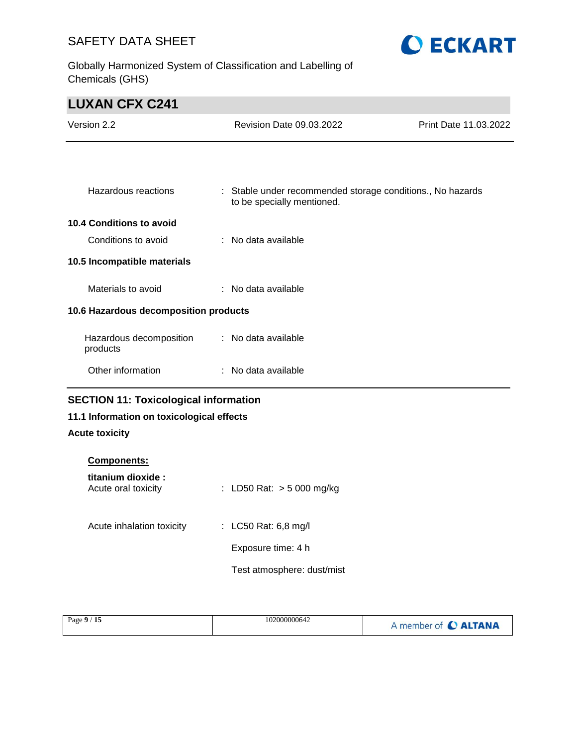| | | |
|---|---|---|
| Hazardous reactions | : | Stable under recommended storage conditions., No hazards to be specially mentioned. |

**10.4 Conditions to avoid**

| | | |
|---|---|---|
| Conditions to avoid | : | No data available |

**10.5 Incompatible materials**

| | | |
|---|---|---|
| Materials to avoid | : | No data available |

**10.6 Hazardous decomposition products**

| | | |
|---|---|---|
| Hazardous decomposition products | : | No data available |
| Other information | : | No data available |

## SECTION 11: Toxicological information

### 11.1 Information on toxicological effects

**Acute toxicity**

**Components:**

**titanium dioxide :**

| | | |
|---|---|---|
| Acute oral toxicity | : | LD50 Rat: > 5 000 mg/kg |
| Acute inhalation toxicity | : | LC50 Rat: 6,8 mg/l<br>Exposure time: 4 h<br>Test atmosphere: dust/mist |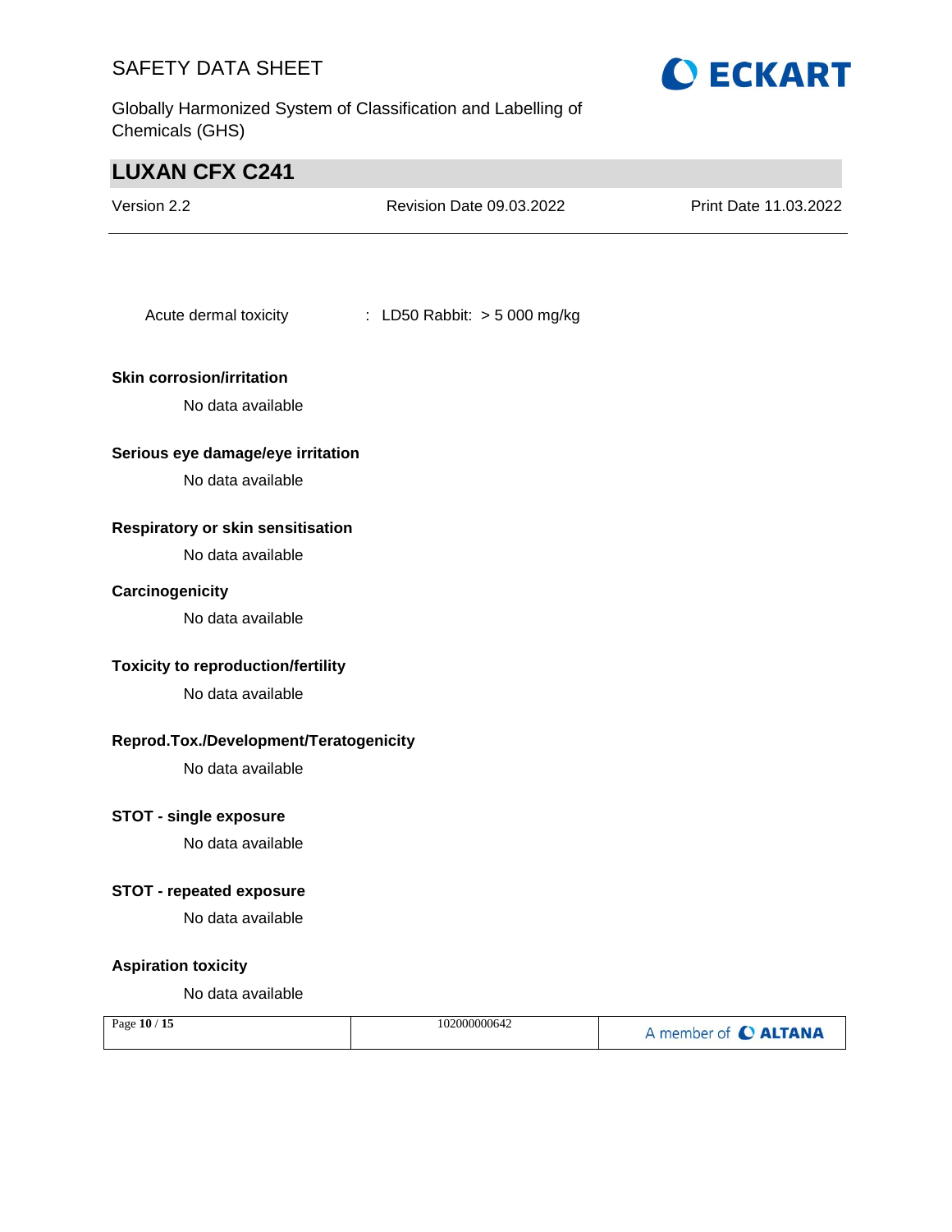Acute dermal toxicity : LD50 Rabbit: > 5 000 mg/kg

**Skin corrosion/irritation**

No data available

**Serious eye damage/eye irritation**

No data available

**Respiratory or skin sensitisation**

No data available

**Carcinogenicity**

No data available

**Toxicity to reproduction/fertility**

No data available

**Reprod.Tox./Development/Teratogenicity**

No data available

**STOT - single exposure**

No data available

**STOT - repeated exposure**

No data available

**Aspiration toxicity**

No data available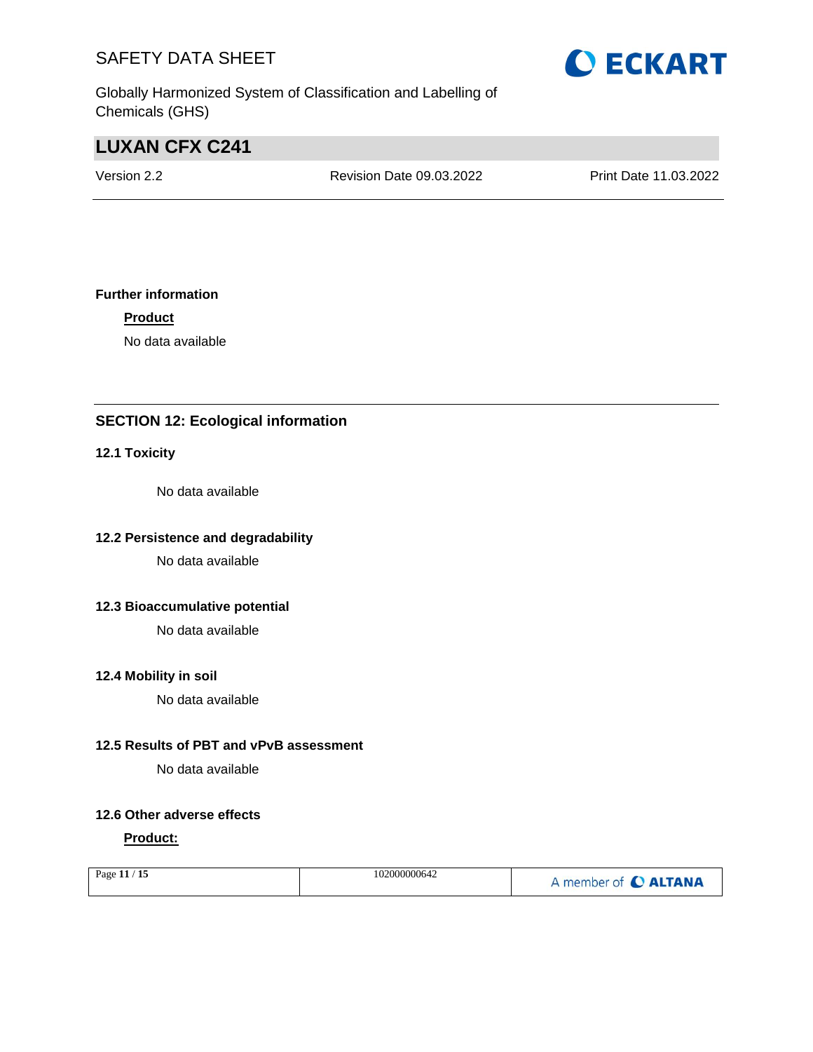**Further information**

**Product**

No data available

## SECTION 12: Ecological information

### 12.1 Toxicity

No data available

### 12.2 Persistence and degradability

No data available

### 12.3 Bioaccumulative potential

No data available

### 12.4 Mobility in soil

No data available

### 12.5 Results of PBT and vPvB assessment

No data available

### 12.6 Other adverse effects

**Product:**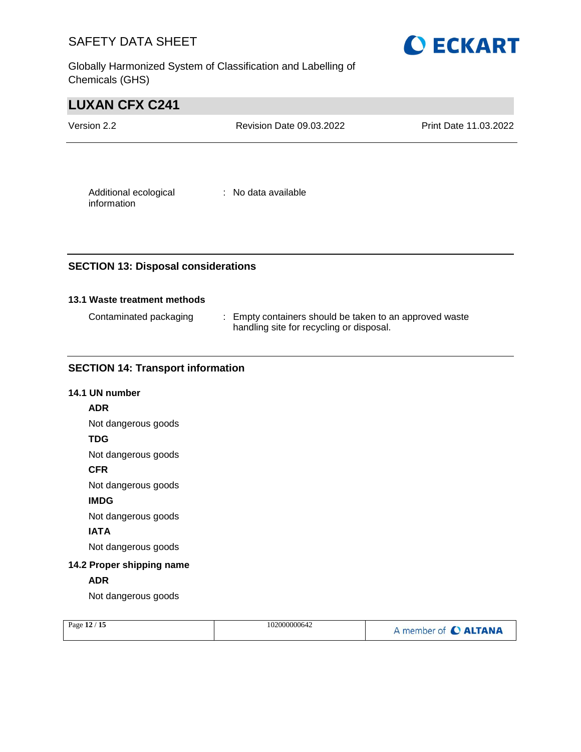Additional ecological information : No data available

## SECTION 13: Disposal considerations

### 13.1 Waste treatment methods

Contaminated packaging : Empty containers should be taken to an approved waste handling site for recycling or disposal.

## SECTION 14: Transport information

### 14.1 UN number

**ADR**

Not dangerous goods

**TDG**

Not dangerous goods

**CFR**

Not dangerous goods

**IMDG**

Not dangerous goods

**IATA**

Not dangerous goods

### 14.2 Proper shipping name

**ADR**

Not dangerous goods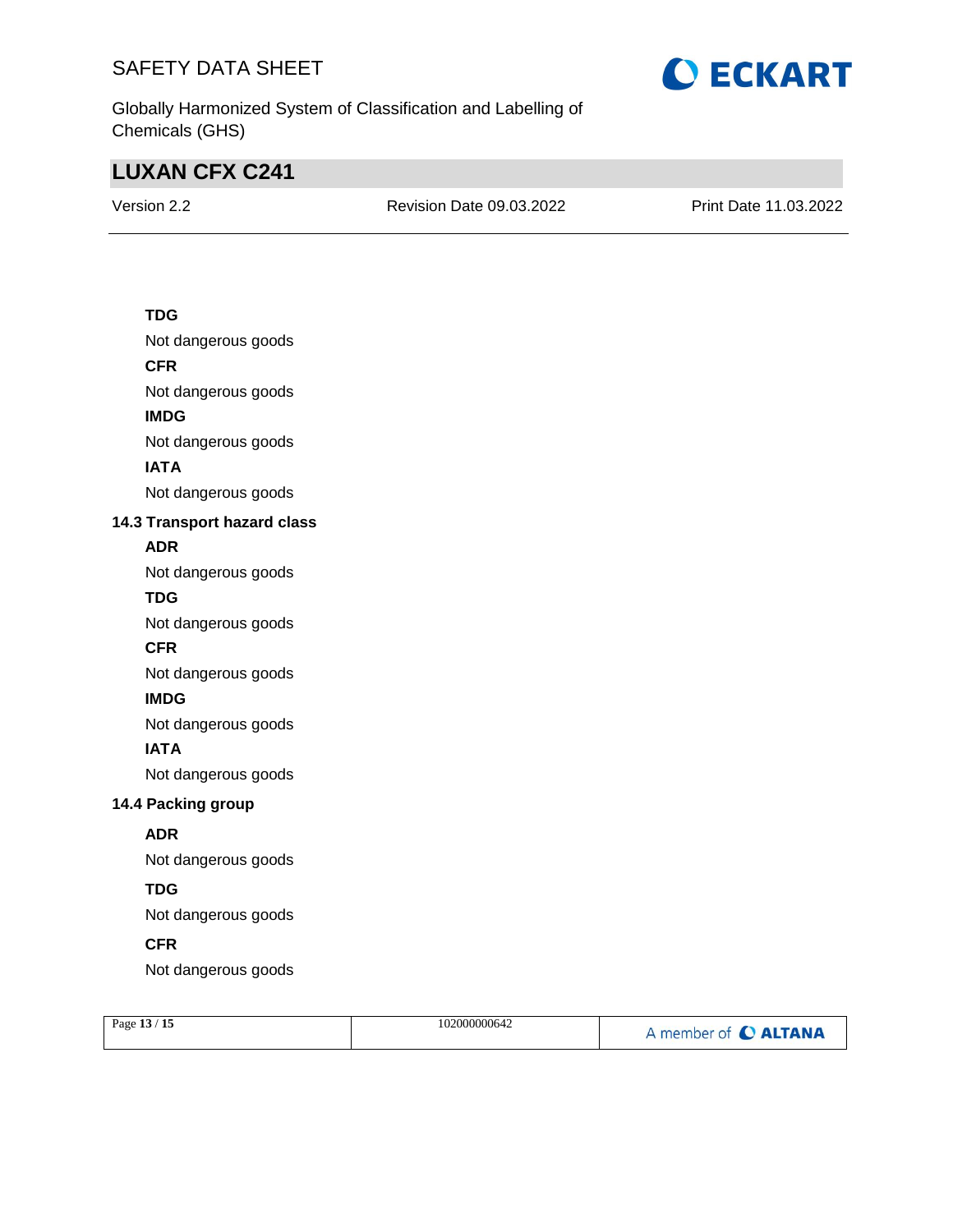**TDG**

Not dangerous goods

**CFR**

Not dangerous goods

**IMDG**

Not dangerous goods

**IATA**

Not dangerous goods

### 14.3 Transport hazard class

**ADR**

Not dangerous goods

**TDG**

Not dangerous goods

**CFR**

Not dangerous goods

**IMDG**

Not dangerous goods

**IATA**

Not dangerous goods

### 14.4 Packing group

**ADR**

Not dangerous goods

**TDG**

Not dangerous goods

**CFR**

Not dangerous goods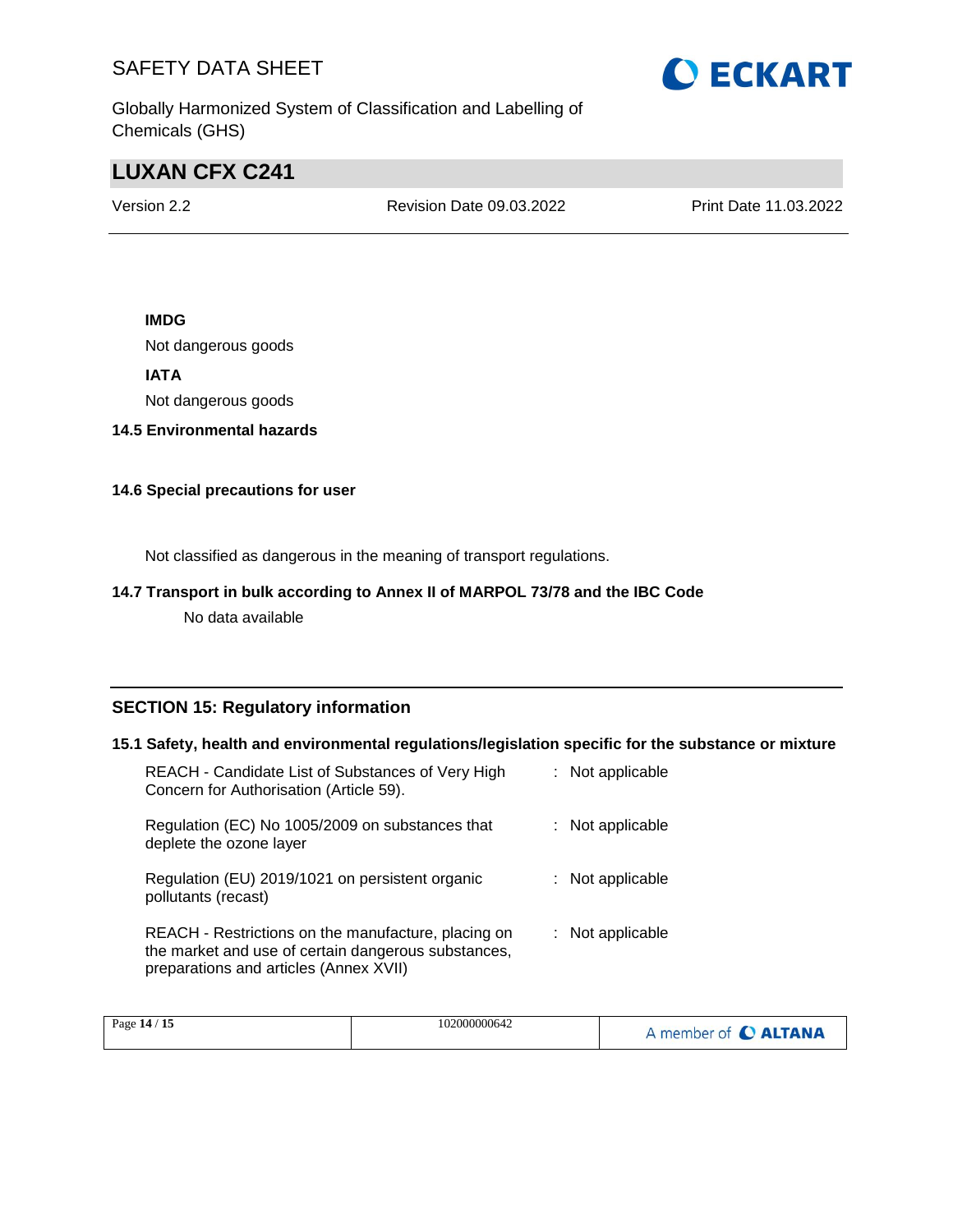**IMDG**

Not dangerous goods

**IATA**

Not dangerous goods

**14.5 Environmental hazards**

**14.6 Special precautions for user**

Not classified as dangerous in the meaning of transport regulations.

**14.7 Transport in bulk according to Annex II of MARPOL 73/78 and the IBC Code**

No data available

## SECTION 15: Regulatory information

**15.1 Safety, health and environmental regulations/legislation specific for the substance or mixture**

| | |
|---|---|
| REACH - Candidate List of Substances of Very High Concern for Authorisation (Article 59). | : Not applicable |
| Regulation (EC) No 1005/2009 on substances that deplete the ozone layer | : Not applicable |
| Regulation (EU) 2019/1021 on persistent organic pollutants (recast) | : Not applicable |
| REACH - Restrictions on the manufacture, placing on the market and use of certain dangerous substances, preparations and articles (Annex XVII) | : Not applicable |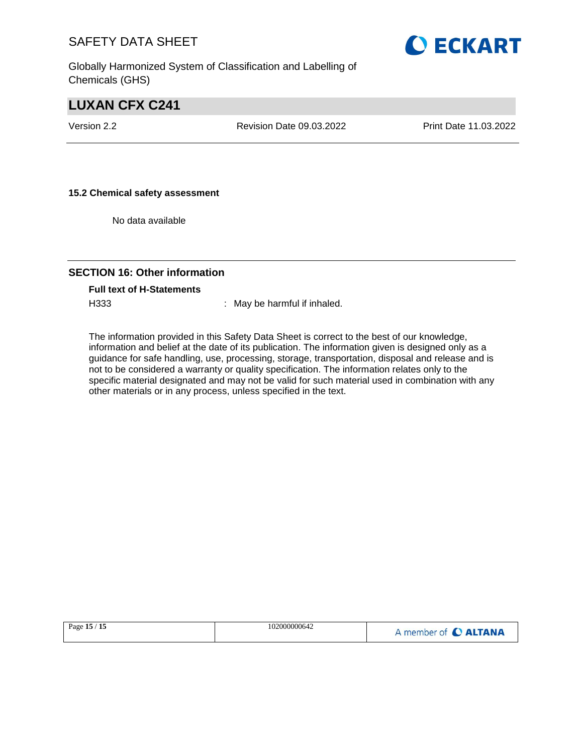### 15.2 Chemical safety assessment

No data available

## SECTION 16: Other information

**Full text of H-Statements**

H333 : May be harmful if inhaled.

The information provided in this Safety Data Sheet is correct to the best of our knowledge, information and belief at the date of its publication. The information given is designed only as a guidance for safe handling, use, processing, storage, transportation, disposal and release and is not to be considered a warranty or quality specification. The information relates only to the specific material designated and may not be valid for such material used in combination with any other materials or in any process, unless specified in the text.